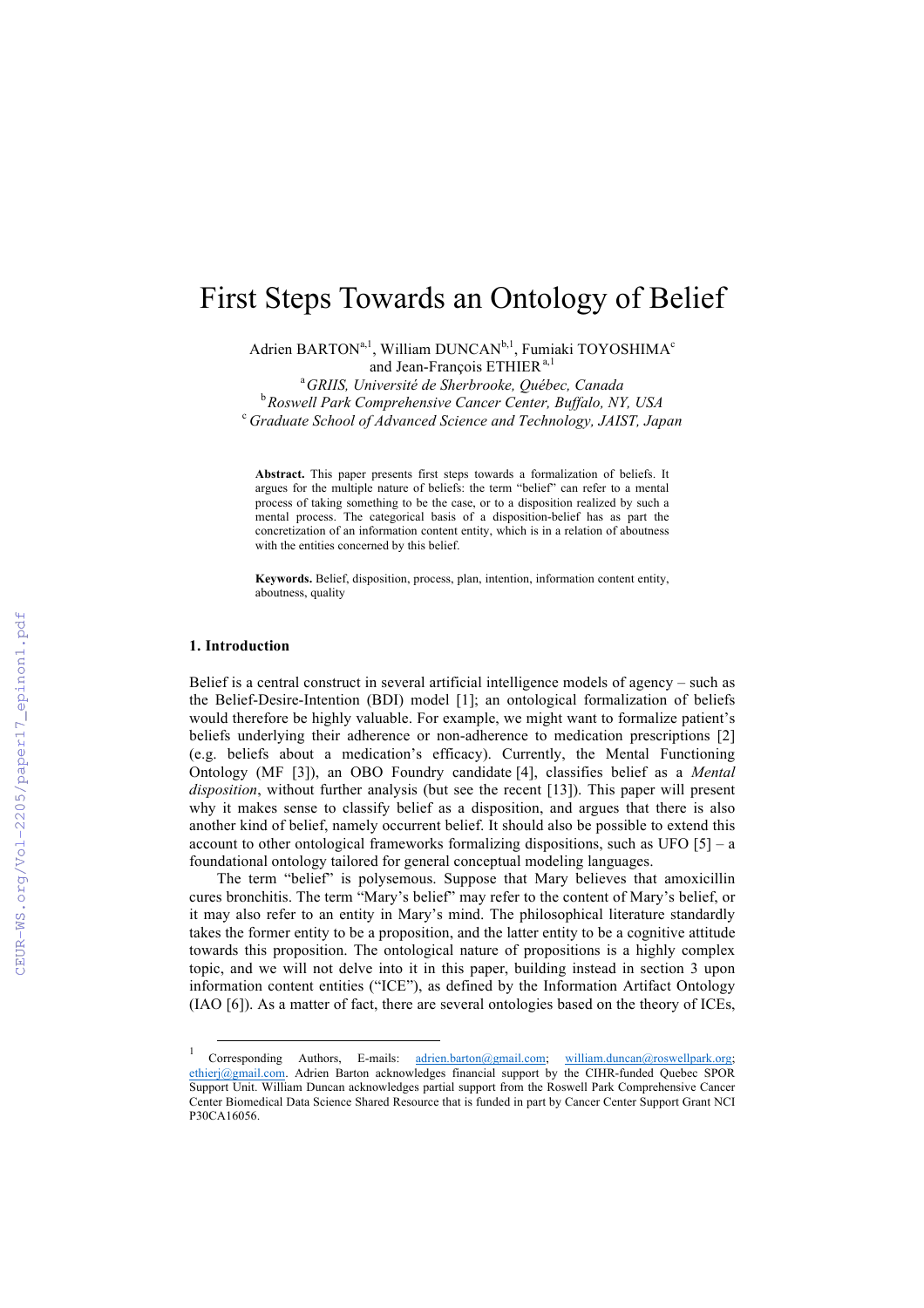# First Steps Towards an Ontology of Belief

Adrien BARTON[a,1], William DUNCAN[b,1], Fumiaki TOYOSHIMA[c] and Jean-François ETHIER[a,1]

[a] *GRIIS, Université de Sherbrooke, Québec, Canada*
[b] *Roswell Park Comprehensive Cancer Center, Buffalo, NY, USA*
[c] *Graduate School of Advanced Science and Technology, JAIST, Japan*

**Abstract.** This paper presents first steps towards a formalization of beliefs. It argues for the multiple nature of beliefs: the term "belief" can refer to a mental process of taking something to be the case, or to a disposition realized by such a mental process. The categorical basis of a disposition-belief has as part the concretization of an information content entity, which is in a relation of aboutness with the entities concerned by this belief.

**Keywords.** Belief, disposition, process, plan, intention, information content entity, aboutness, quality

## 1. Introduction

Belief is a central construct in several artificial intelligence models of agency – such as the Belief-Desire-Intention (BDI) model [1]; an ontological formalization of beliefs would therefore be highly valuable. For example, we might want to formalize patient's beliefs underlying their adherence or non-adherence to medication prescriptions [2] (e.g. beliefs about a medication's efficacy). Currently, the Mental Functioning Ontology (MF [3]), an OBO Foundry candidate [4], classifies belief as a *Mental disposition*, without further analysis (but see the recent [13]). This paper will present why it makes sense to classify belief as a disposition, and argues that there is also another kind of belief, namely occurrent belief. It should also be possible to extend this account to other ontological frameworks formalizing dispositions, such as UFO [5] – a foundational ontology tailored for general conceptual modeling languages.

The term "belief" is polysemous. Suppose that Mary believes that amoxicillin cures bronchitis. The term "Mary's belief" may refer to the content of Mary's belief, or it may also refer to an entity in Mary's mind. The philosophical literature standardly takes the former entity to be a proposition, and the latter entity to be a cognitive attitude towards this proposition. The ontological nature of propositions is a highly complex topic, and we will not delve into it in this paper, building instead in section 3 upon information content entities ("ICE"), as defined by the Information Artifact Ontology (IAO [6]). As a matter of fact, there are several ontologies based on the theory of ICEs,

---

[1] Corresponding Authors, E-mails: adrien.barton@gmail.com; william.duncan@roswellpark.org; ethierj@gmail.com. Adrien Barton acknowledges financial support by the CIHR-funded Quebec SPOR Support Unit. William Duncan acknowledges partial support from the Roswell Park Comprehensive Cancer Center Biomedical Data Science Shared Resource that is funded in part by Cancer Center Support Grant NCI P30CA16056.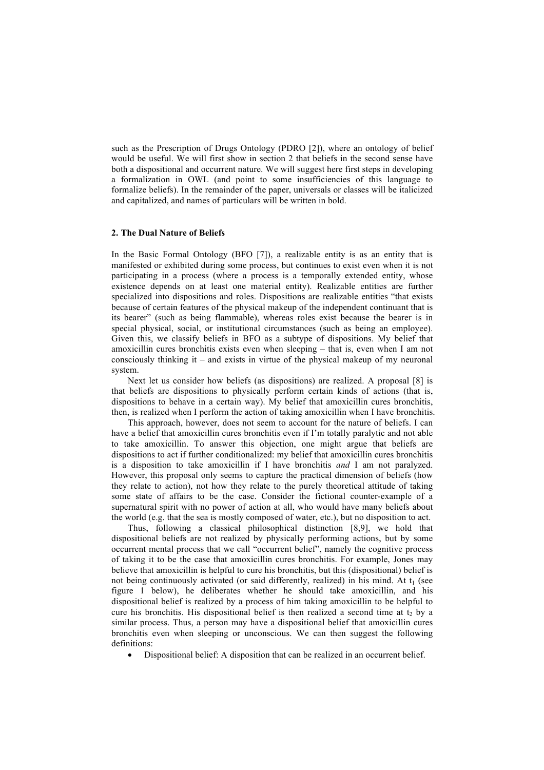such as the Prescription of Drugs Ontology (PDRO [2]), where an ontology of belief would be useful. We will first show in section 2 that beliefs in the second sense have both a dispositional and occurrent nature. We will suggest here first steps in developing a formalization in OWL (and point to some insufficiencies of this language to formalize beliefs). In the remainder of the paper, universals or classes will be italicized and capitalized, and names of particulars will be written in bold.

## 2. The Dual Nature of Beliefs

In the Basic Formal Ontology (BFO [7]), a realizable entity is as an entity that is manifested or exhibited during some process, but continues to exist even when it is not participating in a process (where a process is a temporally extended entity, whose existence depends on at least one material entity). Realizable entities are further specialized into dispositions and roles. Dispositions are realizable entities "that exists because of certain features of the physical makeup of the independent continuant that is its bearer" (such as being flammable), whereas roles exist because the bearer is in special physical, social, or institutional circumstances (such as being an employee). Given this, we classify beliefs in BFO as a subtype of dispositions. My belief that amoxicillin cures bronchitis exists even when sleeping – that is, even when I am not consciously thinking it – and exists in virtue of the physical makeup of my neuronal system.

Next let us consider how beliefs (as dispositions) are realized. A proposal [8] is that beliefs are dispositions to physically perform certain kinds of actions (that is, dispositions to behave in a certain way). My belief that amoxicillin cures bronchitis, then, is realized when I perform the action of taking amoxicillin when I have bronchitis.

This approach, however, does not seem to account for the nature of beliefs. I can have a belief that amoxicillin cures bronchitis even if I'm totally paralytic and not able to take amoxicillin. To answer this objection, one might argue that beliefs are dispositions to act if further conditionalized: my belief that amoxicillin cures bronchitis is a disposition to take amoxicillin if I have bronchitis *and* I am not paralyzed. However, this proposal only seems to capture the practical dimension of beliefs (how they relate to action), not how they relate to the purely theoretical attitude of taking some state of affairs to be the case. Consider the fictional counter-example of a supernatural spirit with no power of action at all, who would have many beliefs about the world (e.g. that the sea is mostly composed of water, etc.), but no disposition to act.

Thus, following a classical philosophical distinction [8,9], we hold that dispositional beliefs are not realized by physically performing actions, but by some occurrent mental process that we call "occurrent belief", namely the cognitive process of taking it to be the case that amoxicillin cures bronchitis. For example, Jones may believe that amoxicillin is helpful to cure his bronchitis, but this (dispositional) belief is not being continuously activated (or said differently, realized) in his mind. At $t_1$ (see figure 1 below), he deliberates whether he should take amoxicillin, and his dispositional belief is realized by a process of him taking amoxicillin to be helpful to cure his bronchitis. His dispositional belief is then realized a second time at $t_2$ by a similar process. Thus, a person may have a dispositional belief that amoxicillin cures bronchitis even when sleeping or unconscious. We can then suggest the following definitions:

- Dispositional belief: A disposition that can be realized in an occurrent belief.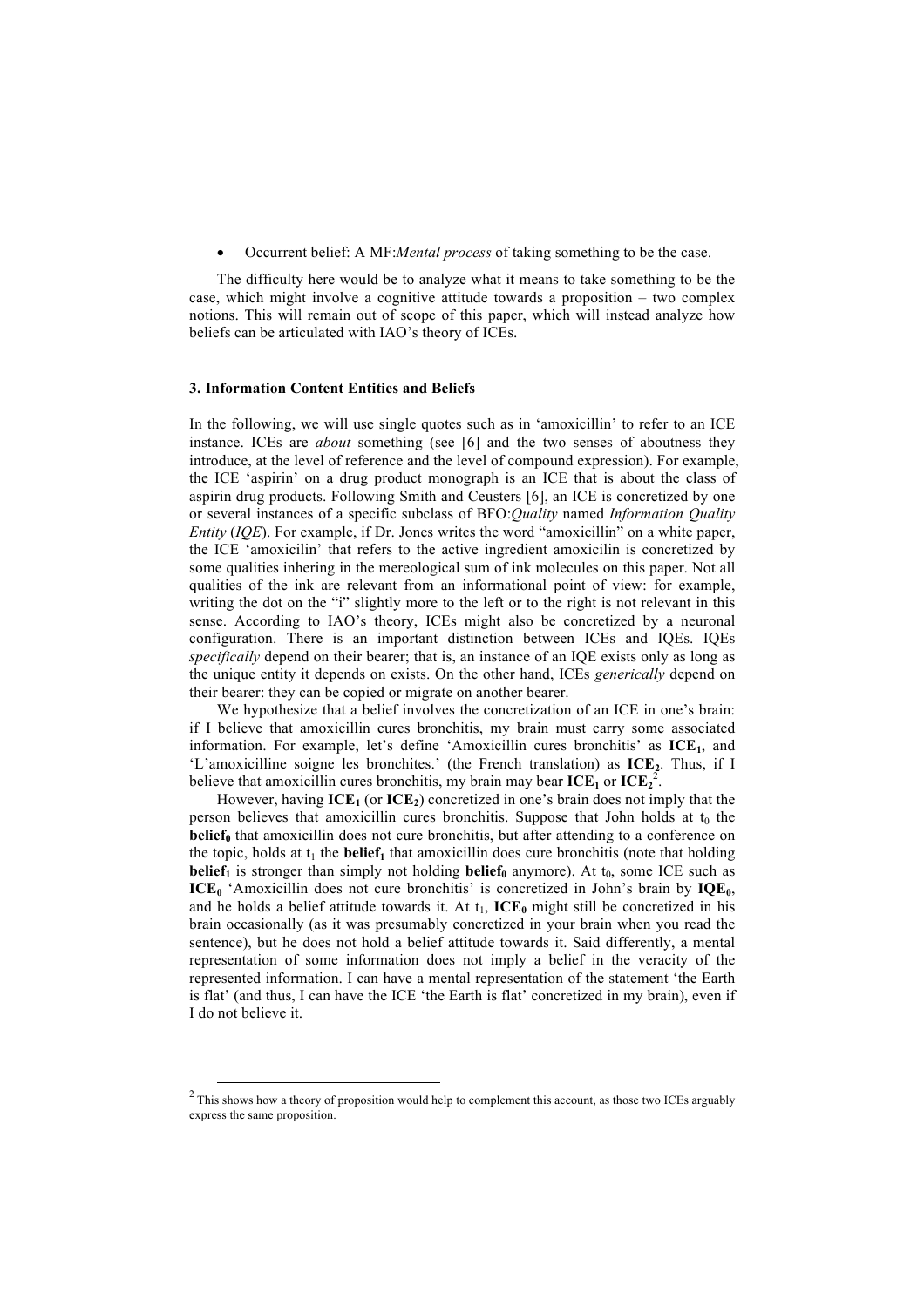- Occurrent belief: A MF:*Mental process* of taking something to be the case.

The difficulty here would be to analyze what it means to take something to be the case, which might involve a cognitive attitude towards a proposition – two complex notions. This will remain out of scope of this paper, which will instead analyze how beliefs can be articulated with IAO's theory of ICEs.

### 3. Information Content Entities and Beliefs

In the following, we will use single quotes such as in 'amoxicillin' to refer to an ICE instance. ICEs are *about* something (see [6] and the two senses of aboutness they introduce, at the level of reference and the level of compound expression). For example, the ICE 'aspirin' on a drug product monograph is an ICE that is about the class of aspirin drug products. Following Smith and Ceusters [6], an ICE is concretized by one or several instances of a specific subclass of BFO:*Quality* named *Information Quality Entity* (*IQE*). For example, if Dr. Jones writes the word "amoxicillin" on a white paper, the ICE 'amoxicilin' that refers to the active ingredient amoxicilin is concretized by some qualities inhering in the mereological sum of ink molecules on this paper. Not all qualities of the ink are relevant from an informational point of view: for example, writing the dot on the "i" slightly more to the left or to the right is not relevant in this sense. According to IAO's theory, ICEs might also be concretized by a neuronal configuration. There is an important distinction between ICEs and IQEs. IQEs *specifically* depend on their bearer; that is, an instance of an IQE exists only as long as the unique entity it depends on exists. On the other hand, ICEs *generically* depend on their bearer: they can be copied or migrate on another bearer.

We hypothesize that a belief involves the concretization of an ICE in one's brain: if I believe that amoxicillin cures bronchitis, my brain must carry some associated information. For example, let's define 'Amoxicillin cures bronchitis' as $\mathbf{ICE_1}$, and 'L'amoxicilline soigne les bronchites.' (the French translation) as $\mathbf{ICE_2}$. Thus, if I believe that amoxicillin cures bronchitis, my brain may bear $\mathbf{ICE_1}$ or $\mathbf{ICE_2}$[2].

However, having $\mathbf{ICE_1}$ (or $\mathbf{ICE_2}$) concretized in one's brain does not imply that the person believes that amoxicillin cures bronchitis. Suppose that John holds at $t_0$ the $\mathbf{belief_0}$ that amoxicillin does not cure bronchitis, but after attending to a conference on the topic, holds at $t_1$ the $\mathbf{belief_1}$ that amoxicillin does cure bronchitis (note that holding $\mathbf{belief_1}$ is stronger than simply not holding $\mathbf{belief_0}$ anymore). At $t_0$, some ICE such as $\mathbf{ICE_0}$ 'Amoxicillin does not cure bronchitis' is concretized in John's brain by $\mathbf{IQE_0}$, and he holds a belief attitude towards it. At $t_1$, $\mathbf{ICE_0}$ might still be concretized in his brain occasionally (as it was presumably concretized in your brain when you read the sentence), but he does not hold a belief attitude towards it. Said differently, a mental representation of some information does not imply a belief in the veracity of the represented information. I can have a mental representation of the statement 'the Earth is flat' (and thus, I can have the ICE 'the Earth is flat' concretized in my brain), even if I do not believe it.

[2] This shows how a theory of proposition would help to complement this account, as those two ICEs arguably express the same proposition.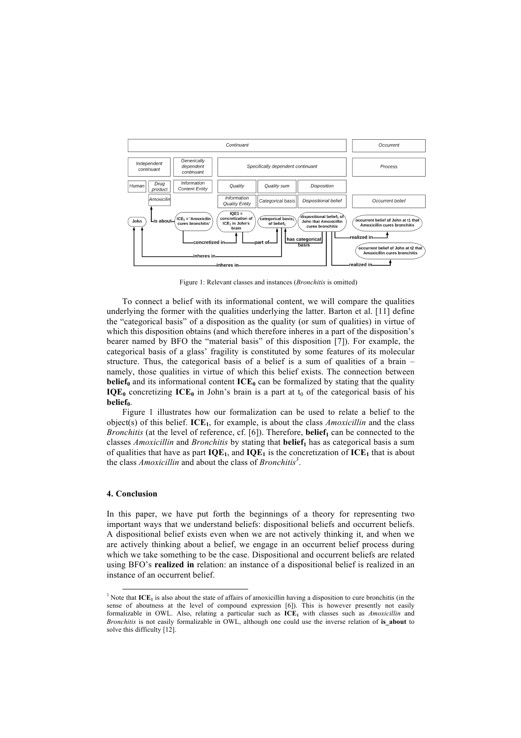Figure 1: Relevant classes and instances (*Bronchitis* is omitted)

To connect a belief with its informational content, we will compare the qualities underlying the former with the qualities underlying the latter. Barton et al. [11] define the "categorical basis" of a disposition as the quality (or sum of qualities) in virtue of which this disposition obtains (and which therefore inheres in a part of the disposition's bearer named by BFO the "material basis" of this disposition [7]). For example, the categorical basis of a glass' fragility is constituted by some features of its molecular structure. Thus, the categorical basis of a belief is a sum of qualities of a brain – namely, those qualities in virtue of which this belief exists. The connection between **belief$_0$** and its informational content **ICE$_0$** can be formalized by stating that the quality **IQE$_0$** concretizing **ICE$_0$** in John's brain is a part at $t_0$ of the categorical basis of his **belief$_0$**.

Figure 1 illustrates how our formalization can be used to relate a belief to the object(s) of this belief. **ICE$_1$**, for example, is about the class *Amoxicillin* and the class *Bronchitis* (at the level of reference, cf. [6]). Therefore, **belief$_1$** can be connected to the classes *Amoxicillin* and *Bronchitis* by stating that **belief$_1$** has as categorical basis a sum of qualities that have as part **IQE$_1$**, and **IQE$_1$** is the concretization of **ICE$_1$** that is about the class *Amoxicillin* and about the class of *Bronchitis*[3].

## 4. Conclusion

In this paper, we have put forth the beginnings of a theory for representing two important ways that we understand beliefs: dispositional beliefs and occurrent beliefs. A dispositional belief exists even when we are not actively thinking it, and when we are actively thinking about a belief, we engage in an occurrent belief process during which we take something to be the case. Dispositional and occurrent beliefs are related using BFO's **realized in** relation: an instance of a dispositional belief is realized in an instance of an occurrent belief.

[3] Note that **ICE$_1$** is also about the state of affairs of amoxicillin having a disposition to cure bronchitis (in the sense of aboutness at the level of compound expression [6]). This is however presently not easily formalizable in OWL. Also, relating a particular such as **ICE$_1$** with classes such as *Amoxicillin* and *Bronchitis* is not easily formalizable in OWL, although one could use the inverse relation of **is_about** to solve this difficulty [12].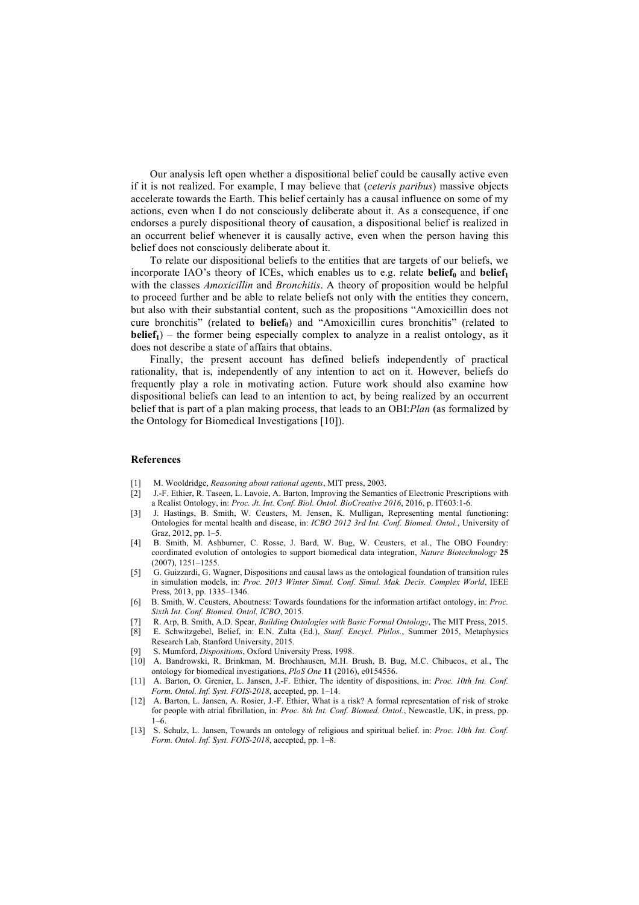Our analysis left open whether a dispositional belief could be causally active even if it is not realized. For example, I may believe that (*ceteris paribus*) massive objects accelerate towards the Earth. This belief certainly has a causal influence on some of my actions, even when I do not consciously deliberate about it. As a consequence, if one endorses a purely dispositional theory of causation, a dispositional belief is realized in an occurrent belief whenever it is causally active, even when the person having this belief does not consciously deliberate about it.

To relate our dispositional beliefs to the entities that are targets of our beliefs, we incorporate IAO's theory of ICEs, which enables us to e.g. relate $\mathbf{belief_0}$ and $\mathbf{belief_1}$ with the classes *Amoxicillin* and *Bronchitis*. A theory of proposition would be helpful to proceed further and be able to relate beliefs not only with the entities they concern, but also with their substantial content, such as the propositions "Amoxicillin does not cure bronchitis" (related to $\mathbf{belief_0}$) and "Amoxicillin cures bronchitis" (related to $\mathbf{belief_1}$) – the former being especially complex to analyze in a realist ontology, as it does not describe a state of affairs that obtains.

Finally, the present account has defined beliefs independently of practical rationality, that is, independently of any intention to act on it. However, beliefs do frequently play a role in motivating action. Future work should also examine how dispositional beliefs can lead to an intention to act, by being realized by an occurrent belief that is part of a plan making process, that leads to an OBI:*Plan* (as formalized by the Ontology for Biomedical Investigations [10]).

## References

[1] M. Wooldridge, *Reasoning about rational agents*, MIT press, 2003.

[2] J.-F. Ethier, R. Taseen, L. Lavoie, A. Barton, Improving the Semantics of Electronic Prescriptions with a Realist Ontology, in: *Proc. Jt. Int. Conf. Biol. Ontol. BioCreative 2016*, 2016, p. IT603:1-6.

[3] J. Hastings, B. Smith, W. Ceusters, M. Jensen, K. Mulligan, Representing mental functioning: Ontologies for mental health and disease, in: *ICBO 2012 3rd Int. Conf. Biomed. Ontol.*, University of Graz, 2012, pp. 1–5.

[4] B. Smith, M. Ashburner, C. Rosse, J. Bard, W. Bug, W. Ceusters, et al., The OBO Foundry: coordinated evolution of ontologies to support biomedical data integration, *Nature Biotechnology* **25** (2007), 1251–1255.

[5] G. Guizzardi, G. Wagner, Dispositions and causal laws as the ontological foundation of transition rules in simulation models, in: *Proc. 2013 Winter Simul. Conf. Simul. Mak. Decis. Complex World*, IEEE Press, 2013, pp. 1335–1346.

[6] B. Smith, W. Ceusters, Aboutness: Towards foundations for the information artifact ontology, in: *Proc. Sixth Int. Conf. Biomed. Ontol. ICBO*, 2015.

[7] R. Arp, B. Smith, A.D. Spear, *Building Ontologies with Basic Formal Ontology*, The MIT Press, 2015.

[8] E. Schwitzgebel, Belief, in: E.N. Zalta (Ed.), *Stanf. Encycl. Philos.*, Summer 2015, Metaphysics Research Lab, Stanford University, 2015.

[9] S. Mumford, *Dispositions*, Oxford University Press, 1998.

[10] A. Bandrowski, R. Brinkman, M. Brochhausen, M.H. Brush, B. Bug, M.C. Chibucos, et al., The ontology for biomedical investigations, *PloS One* **11** (2016), e0154556.

[11] A. Barton, O. Grenier, L. Jansen, J.-F. Ethier, The identity of dispositions, in: *Proc. 10th Int. Conf. Form. Ontol. Inf. Syst. FOIS-2018*, accepted, pp. 1–14.

[12] A. Barton, L. Jansen, A. Rosier, J.-F. Ethier, What is a risk? A formal representation of risk of stroke for people with atrial fibrillation, in: *Proc. 8th Int. Conf. Biomed. Ontol.*, Newcastle, UK, in press, pp. 1–6.

[13] S. Schulz, L. Jansen, Towards an ontology of religious and spiritual belief. in: *Proc. 10th Int. Conf. Form. Ontol. Inf. Syst. FOIS-2018*, accepted, pp. 1–8.